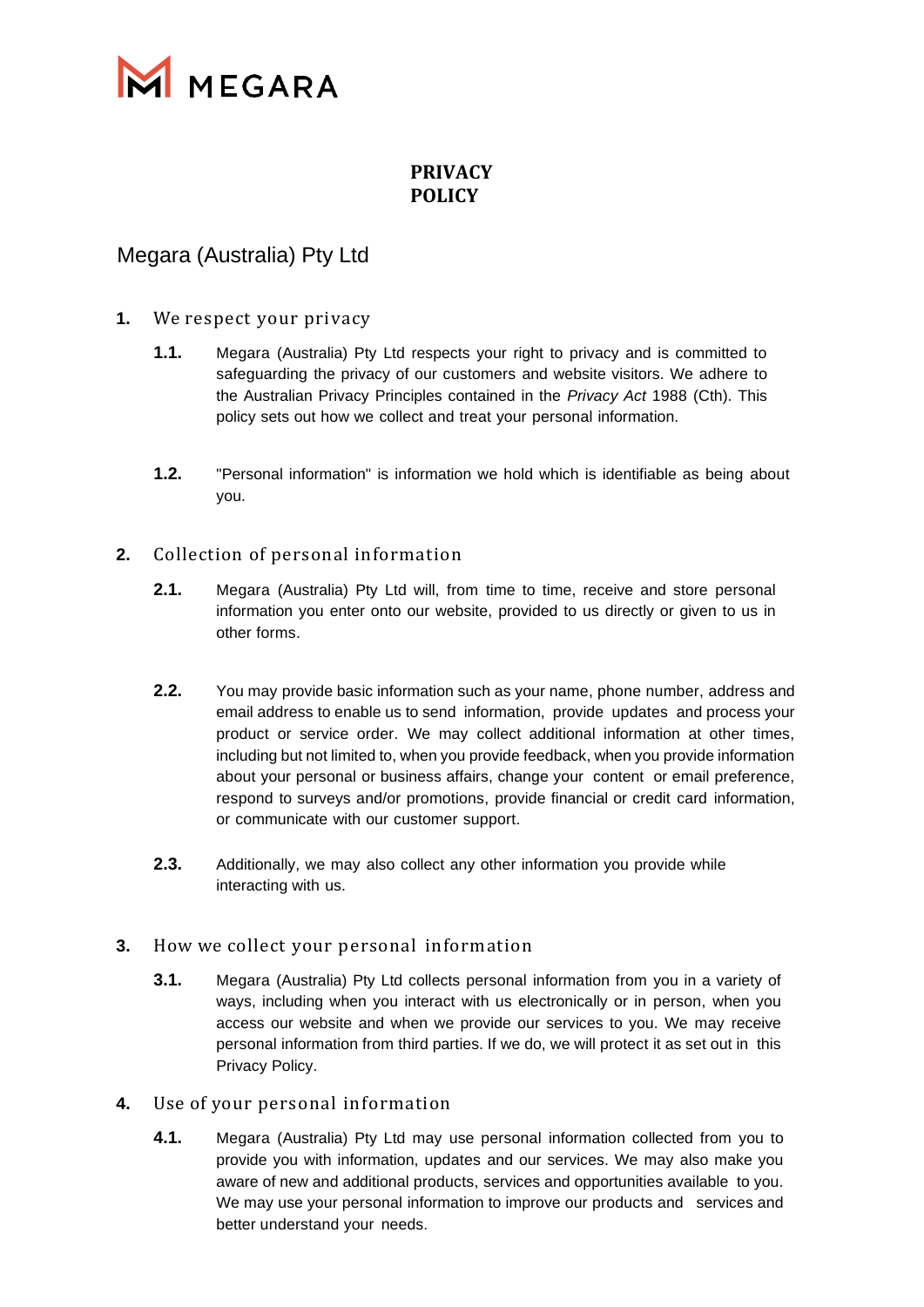MEGARA

# PRIVACY POLICY

## Megara (Australia) Pty Ltd

### 1. We respect your privacy

**1.1.** Megara (Australia) Pty Ltd respects your right to privacy and is committed to safeguarding the privacy of our customers and website visitors. We adhere to the Australian Privacy Principles contained in the *Privacy Act* 1988 (Cth). This policy sets out how we collect and treat your personal information.

**1.2.** "Personal information" is information we hold which is identifiable as being about you.

### 2. Collection of personal information

**2.1.** Megara (Australia) Pty Ltd will, from time to time, receive and store personal information you enter onto our website, provided to us directly or given to us in other forms.

**2.2.** You may provide basic information such as your name, phone number, address and email address to enable us to send information, provide updates and process your product or service order. We may collect additional information at other times, including but not limited to, when you provide feedback, when you provide information about your personal or business affairs, change your content or email preference, respond to surveys and/or promotions, provide financial or credit card information, or communicate with our customer support.

**2.3.** Additionally, we may also collect any other information you provide while interacting with us.

### 3. How we collect your personal information

**3.1.** Megara (Australia) Pty Ltd collects personal information from you in a variety of ways, including when you interact with us electronically or in person, when you access our website and when we provide our services to you. We may receive personal information from third parties. If we do, we will protect it as set out in this Privacy Policy.

### 4. Use of your personal information

**4.1.** Megara (Australia) Pty Ltd may use personal information collected from you to provide you with information, updates and our services. We may also make you aware of new and additional products, services and opportunities available to you. We may use your personal information to improve our products and services and better understand your needs.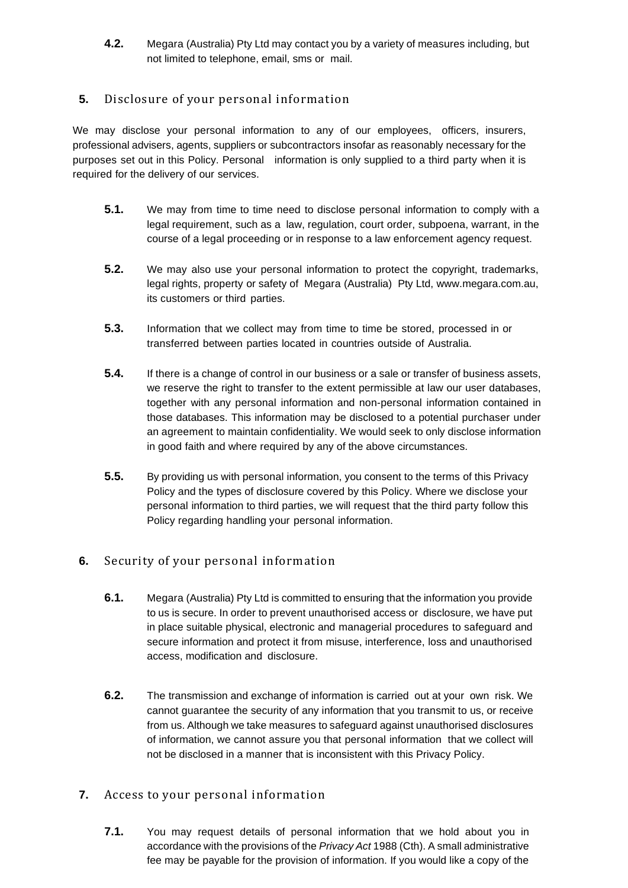**4.2.** Megara (Australia) Pty Ltd may contact you by a variety of measures including, but not limited to telephone, email, sms or mail.

## 5. Disclosure of your personal information

We may disclose your personal information to any of our employees, officers, insurers, professional advisers, agents, suppliers or subcontractors insofar as reasonably necessary for the purposes set out in this Policy. Personal information is only supplied to a third party when it is required for the delivery of our services.

**5.1.** We may from time to time need to disclose personal information to comply with a legal requirement, such as a law, regulation, court order, subpoena, warrant, in the course of a legal proceeding or in response to a law enforcement agency request.

**5.2.** We may also use your personal information to protect the copyright, trademarks, legal rights, property or safety of Megara (Australia) Pty Ltd, www.megara.com.au, its customers or third parties.

**5.3.** Information that we collect may from time to time be stored, processed in or transferred between parties located in countries outside of Australia.

**5.4.** If there is a change of control in our business or a sale or transfer of business assets, we reserve the right to transfer to the extent permissible at law our user databases, together with any personal information and non-personal information contained in those databases. This information may be disclosed to a potential purchaser under an agreement to maintain confidentiality. We would seek to only disclose information in good faith and where required by any of the above circumstances.

**5.5.** By providing us with personal information, you consent to the terms of this Privacy Policy and the types of disclosure covered by this Policy. Where we disclose your personal information to third parties, we will request that the third party follow this Policy regarding handling your personal information.

## 6. Security of your personal information

**6.1.** Megara (Australia) Pty Ltd is committed to ensuring that the information you provide to us is secure. In order to prevent unauthorised access or disclosure, we have put in place suitable physical, electronic and managerial procedures to safeguard and secure information and protect it from misuse, interference, loss and unauthorised access, modification and disclosure.

**6.2.** The transmission and exchange of information is carried out at your own risk. We cannot guarantee the security of any information that you transmit to us, or receive from us. Although we take measures to safeguard against unauthorised disclosures of information, we cannot assure you that personal information that we collect will not be disclosed in a manner that is inconsistent with this Privacy Policy.

## 7. Access to your personal information

**7.1.** You may request details of personal information that we hold about you in accordance with the provisions of the *Privacy Act* 1988 (Cth). A small administrative fee may be payable for the provision of information. If you would like a copy of the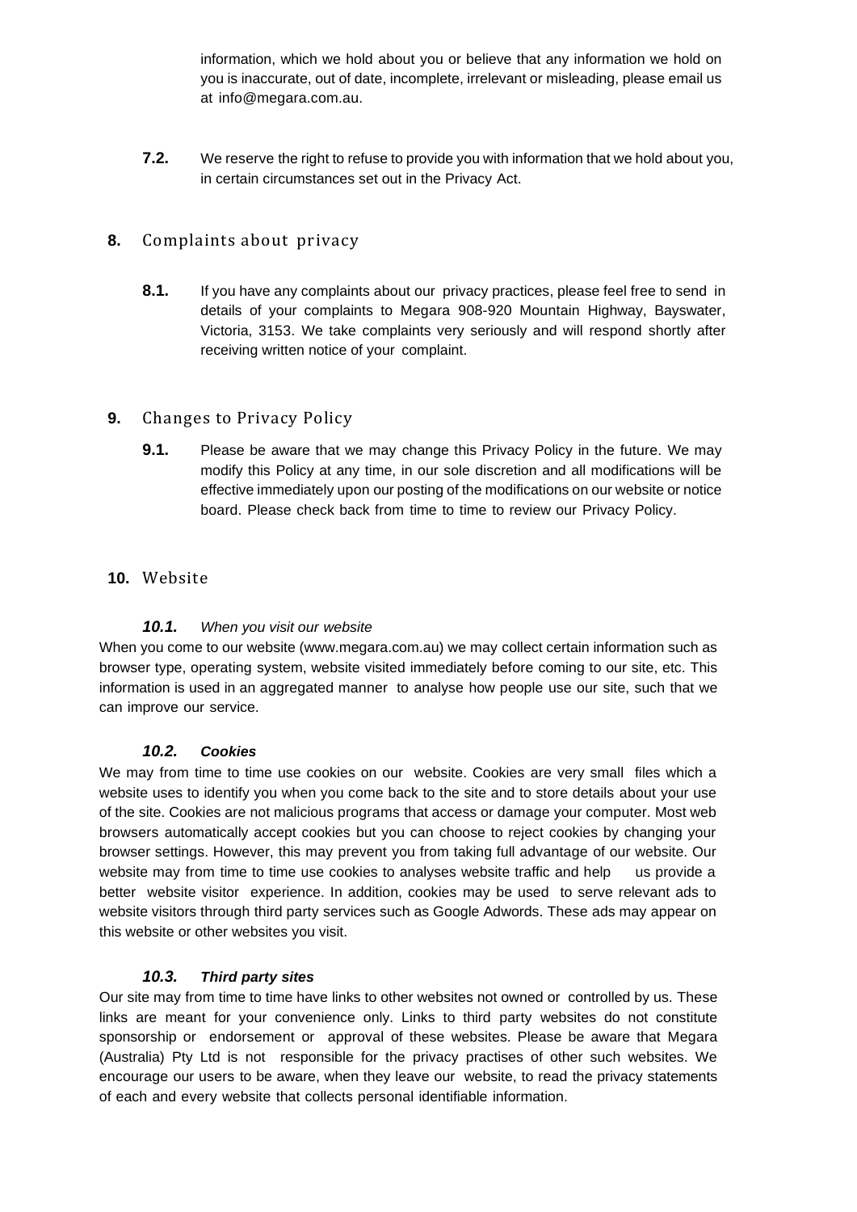information, which we hold about you or believe that any information we hold on you is inaccurate, out of date, incomplete, irrelevant or misleading, please email us at info@megara.com.au.

**7.2.** We reserve the right to refuse to provide you with information that we hold about you, in certain circumstances set out in the Privacy Act.

## 8. Complaints about privacy

**8.1.** If you have any complaints about our privacy practices, please feel free to send in details of your complaints to Megara 908-920 Mountain Highway, Bayswater, Victoria, 3153. We take complaints very seriously and will respond shortly after receiving written notice of your complaint.

## 9. Changes to Privacy Policy

**9.1.** Please be aware that we may change this Privacy Policy in the future. We may modify this Policy at any time, in our sole discretion and all modifications will be effective immediately upon our posting of the modifications on our website or notice board. Please check back from time to time to review our Privacy Policy.

## 10. Website

### *10.1. When you visit our website*

When you come to our website (www.megara.com.au) we may collect certain information such as browser type, operating system, website visited immediately before coming to our site, etc. This information is used in an aggregated manner to analyse how people use our site, such that we can improve our service.

### *10.2. Cookies*

We may from time to time use cookies on our website. Cookies are very small files which a website uses to identify you when you come back to the site and to store details about your use of the site. Cookies are not malicious programs that access or damage your computer. Most web browsers automatically accept cookies but you can choose to reject cookies by changing your browser settings. However, this may prevent you from taking full advantage of our website. Our website may from time to time use cookies to analyses website traffic and help us provide a better website visitor experience. In addition, cookies may be used to serve relevant ads to website visitors through third party services such as Google Adwords. These ads may appear on this website or other websites you visit.

### *10.3. Third party sites*

Our site may from time to time have links to other websites not owned or controlled by us. These links are meant for your convenience only. Links to third party websites do not constitute sponsorship or endorsement or approval of these websites. Please be aware that Megara (Australia) Pty Ltd is not responsible for the privacy practises of other such websites. We encourage our users to be aware, when they leave our website, to read the privacy statements of each and every website that collects personal identifiable information.